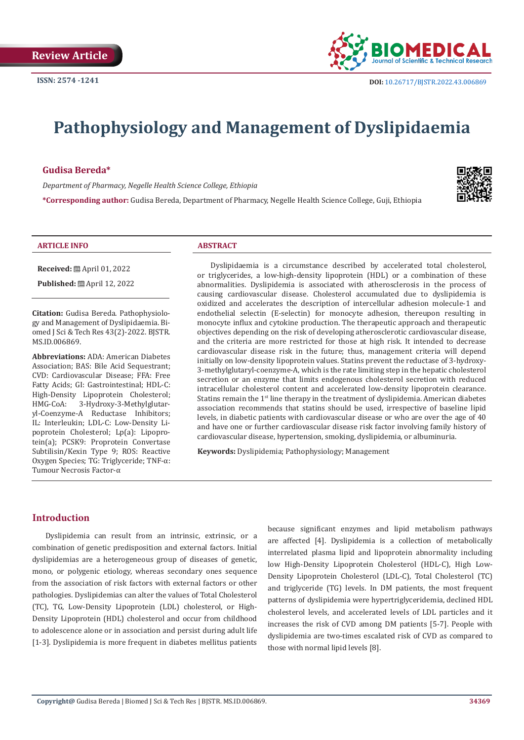Review Article

ISSN: 2574 -1241

DOI: 10.26717/BJSTR.2022.43.006869

# Pathophysiology and Management of Dyslipidaemia

**Gudisa Bereda***

*Department of Pharmacy, Negelle Health Science College, Ethiopia*

***Corresponding author:** Gudisa Bereda, Department of Pharmacy, Negelle Health Science College, Guji, Ethiopia

## ARTICLE INFO

**Received:** April 01, 2022

**Published:** April 12, 2022

**Citation:** Gudisa Bereda. Pathophysiology and Management of Dyslipidaemia. Biomed J Sci & Tech Res 43(2)-2022. BJSTR. MS.ID.006869.

**Abbreviations:** ADA: American Diabetes Association; BAS: Bile Acid Sequestrant; CVD: Cardiovascular Disease; FFA: Free Fatty Acids; GI: Gastrointestinal; HDL-C: High-Density Lipoprotein Cholesterol; HMG-CoA: 3-Hydroxy-3-Methylglutaryl-Coenzyme-A Reductase Inhibitors; IL: Interleukin; LDL-C: Low-Density Lipoprotein Cholesterol; Lp(a): Lipoprotein(a); PCSK9: Proprotein Convertase Subtilisin/Kexin Type 9; ROS: Reactive Oxygen Species; TG: Triglyceride; TNF-α: Tumour Necrosis Factor-α

## ABSTRACT

Dyslipidaemia is a circumstance described by accelerated total cholesterol, or triglycerides, a low-high-density lipoprotein (HDL) or a combination of these abnormalities. Dyslipidemia is associated with atherosclerosis in the process of causing cardiovascular disease. Cholesterol accumulated due to dyslipidemia is oxidized and accelerates the description of intercellular adhesion molecule-1 and endothelial selectin (E-selectin) for monocyte adhesion, thereupon resulting in monocyte influx and cytokine production. The therapeutic approach and therapeutic objectives depending on the risk of developing atherosclerotic cardiovascular disease, and the criteria are more restricted for those at high risk. It intended to decrease cardiovascular disease risk in the future; thus, management criteria will depend initially on low-density lipoprotein values. Statins prevent the reductase of 3-hydroxy-3-methylglutaryl-coenzyme-A, which is the rate limiting step in the hepatic cholesterol secretion or an enzyme that limits endogenous cholesterol secretion with reduced intracellular cholesterol content and accelerated low-density lipoprotein clearance. Statins remain the 1[st] line therapy in the treatment of dyslipidemia. American diabetes association recommends that statins should be used, irrespective of baseline lipid levels, in diabetic patients with cardiovascular disease or who are over the age of 40 and have one or further cardiovascular disease risk factor involving family history of cardiovascular disease, hypertension, smoking, dyslipidemia, or albuminuria.

**Keywords:** Dyslipidemia; Pathophysiology; Management

## Introduction

Dyslipidemia can result from an intrinsic, extrinsic, or a combination of genetic predisposition and external factors. Initial dyslipidemias are a heterogeneous group of diseases of genetic, mono, or polygenic etiology, whereas secondary ones sequence from the association of risk factors with external factors or other pathologies. Dyslipidemias can alter the values of Total Cholesterol (TC), TG, Low-Density Lipoprotein (LDL) cholesterol, or High-Density Lipoprotein (HDL) cholesterol and occur from childhood to adolescence alone or in association and persist during adult life [1-3]. Dyslipidemia is more frequent in diabetes mellitus patients because significant enzymes and lipid metabolism pathways are affected [4]. Dyslipidemia is a collection of metabolically interrelated plasma lipid and lipoprotein abnormality including low High-Density Lipoprotein Cholesterol (HDL-C), High Low-Density Lipoprotein Cholesterol (LDL-C), Total Cholesterol (TC) and triglyceride (TG) levels. In DM patients, the most frequent patterns of dyslipidemia were hypertriglyceridemia, declined HDL cholesterol levels, and accelerated levels of LDL particles and it increases the risk of CVD among DM patients [5-7]. People with dyslipidemia are two-times escalated risk of CVD as compared to those with normal lipid levels [8].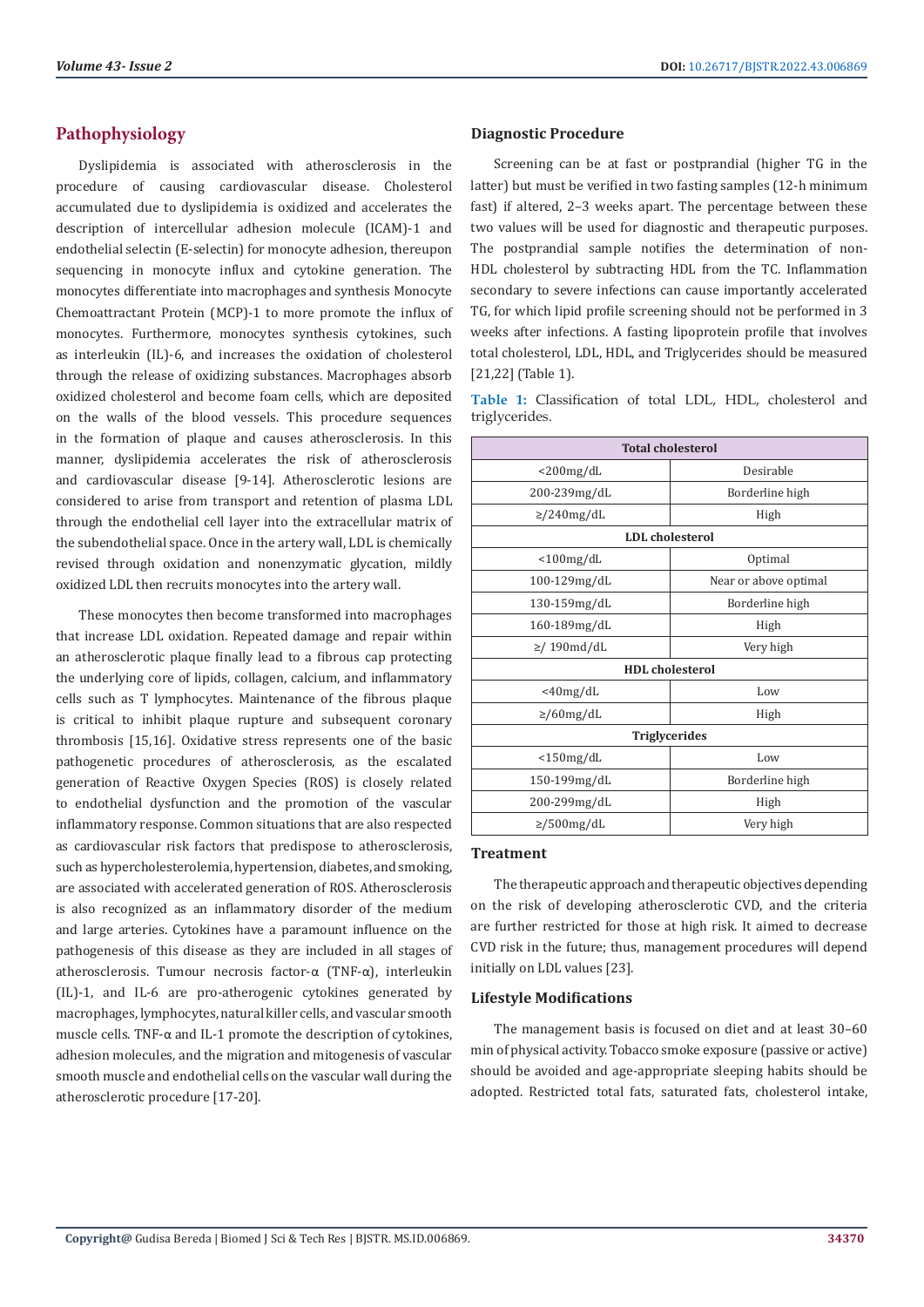## Pathophysiology

Dyslipidemia is associated with atherosclerosis in the procedure of causing cardiovascular disease. Cholesterol accumulated due to dyslipidemia is oxidized and accelerates the description of intercellular adhesion molecule (ICAM)-1 and endothelial selectin (E-selectin) for monocyte adhesion, thereupon sequencing in monocyte influx and cytokine generation. The monocytes differentiate into macrophages and synthesis Monocyte Chemoattractant Protein (MCP)-1 to more promote the influx of monocytes. Furthermore, monocytes synthesis cytokines, such as interleukin (IL)-6, and increases the oxidation of cholesterol through the release of oxidizing substances. Macrophages absorb oxidized cholesterol and become foam cells, which are deposited on the walls of the blood vessels. This procedure sequences in the formation of plaque and causes atherosclerosis. In this manner, dyslipidemia accelerates the risk of atherosclerosis and cardiovascular disease [9-14]. Atherosclerotic lesions are considered to arise from transport and retention of plasma LDL through the endothelial cell layer into the extracellular matrix of the subendothelial space. Once in the artery wall, LDL is chemically revised through oxidation and nonenzymatic glycation, mildly oxidized LDL then recruits monocytes into the artery wall.

These monocytes then become transformed into macrophages that increase LDL oxidation. Repeated damage and repair within an atherosclerotic plaque finally lead to a fibrous cap protecting the underlying core of lipids, collagen, calcium, and inflammatory cells such as T lymphocytes. Maintenance of the fibrous plaque is critical to inhibit plaque rupture and subsequent coronary thrombosis [15,16]. Oxidative stress represents one of the basic pathogenetic procedures of atherosclerosis, as the escalated generation of Reactive Oxygen Species (ROS) is closely related to endothelial dysfunction and the promotion of the vascular inflammatory response. Common situations that are also respected as cardiovascular risk factors that predispose to atherosclerosis, such as hypercholesterolemia, hypertension, diabetes, and smoking, are associated with accelerated generation of ROS. Atherosclerosis is also recognized as an inflammatory disorder of the medium and large arteries. Cytokines have a paramount influence on the pathogenesis of this disease as they are included in all stages of atherosclerosis. Tumour necrosis factor-α (TNF-α), interleukin (IL)-1, and IL-6 are pro-atherogenic cytokines generated by macrophages, lymphocytes, natural killer cells, and vascular smooth muscle cells. TNF-α and IL-1 promote the description of cytokines, adhesion molecules, and the migration and mitogenesis of vascular smooth muscle and endothelial cells on the vascular wall during the atherosclerotic procedure [17-20].

### Diagnostic Procedure

Screening can be at fast or postprandial (higher TG in the latter) but must be verified in two fasting samples (12-h minimum fast) if altered, 2–3 weeks apart. The percentage between these two values will be used for diagnostic and therapeutic purposes. The postprandial sample notifies the determination of non-HDL cholesterol by subtracting HDL from the TC. Inflammation secondary to severe infections can cause importantly accelerated TG, for which lipid profile screening should not be performed in 3 weeks after infections. A fasting lipoprotein profile that involves total cholesterol, LDL, HDL, and Triglycerides should be measured [21,22] (Table 1).

**Table 1:** Classification of total LDL, HDL, cholesterol and triglycerides.

| **Total cholesterol** | |
|---|---|
| <200mg/dL | Desirable |
| 200-239mg/dL | Borderline high |
| ≥/240mg/dL | High |
| **LDL cholesterol** | |
| <100mg/dL | Optimal |
| 100-129mg/dL | Near or above optimal |
| 130-159mg/dL | Borderline high |
| 160-189mg/dL | High |
| ≥/ 190md/dL | Very high |
| **HDL cholesterol** | |
| <40mg/dL | Low |
| ≥/60mg/dL | High |
| **Triglycerides** | |
| <150mg/dL | Low |
| 150-199mg/dL | Borderline high |
| 200-299mg/dL | High |
| ≥/500mg/dL | Very high |

### Treatment

The therapeutic approach and therapeutic objectives depending on the risk of developing atherosclerotic CVD, and the criteria are further restricted for those at high risk. It aimed to decrease CVD risk in the future; thus, management procedures will depend initially on LDL values [23].

### Lifestyle Modifications

The management basis is focused on diet and at least 30–60 min of physical activity. Tobacco smoke exposure (passive or active) should be avoided and age-appropriate sleeping habits should be adopted. Restricted total fats, saturated fats, cholesterol intake,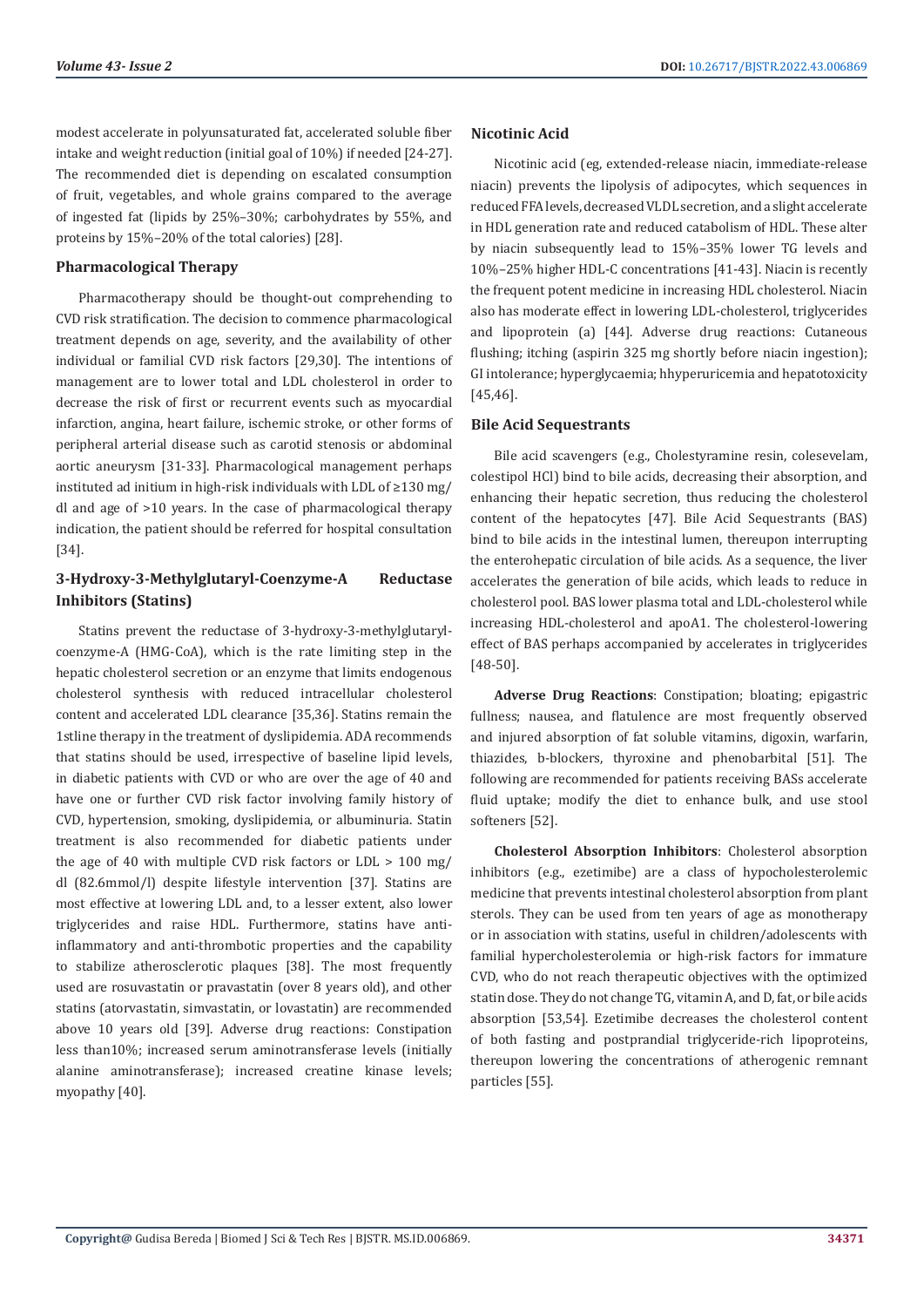modest accelerate in polyunsaturated fat, accelerated soluble fiber intake and weight reduction (initial goal of 10%) if needed [24-27]. The recommended diet is depending on escalated consumption of fruit, vegetables, and whole grains compared to the average of ingested fat (lipids by 25%–30%; carbohydrates by 55%, and proteins by 15%–20% of the total calories) [28].

### Pharmacological Therapy

Pharmacotherapy should be thought-out comprehending to CVD risk stratification. The decision to commence pharmacological treatment depends on age, severity, and the availability of other individual or familial CVD risk factors [29,30]. The intentions of management are to lower total and LDL cholesterol in order to decrease the risk of first or recurrent events such as myocardial infarction, angina, heart failure, ischemic stroke, or other forms of peripheral arterial disease such as carotid stenosis or abdominal aortic aneurysm [31-33]. Pharmacological management perhaps instituted ad initium in high-risk individuals with LDL of ≥130 mg/dl and age of >10 years. In the case of pharmacological therapy indication, the patient should be referred for hospital consultation [34].

### 3-Hydroxy-3-Methylglutaryl-Coenzyme-A Reductase Inhibitors (Statins)

Statins prevent the reductase of 3-hydroxy-3-methylglutaryl-coenzyme-A (HMG-CoA), which is the rate limiting step in the hepatic cholesterol secretion or an enzyme that limits endogenous cholesterol synthesis with reduced intracellular cholesterol content and accelerated LDL clearance [35,36]. Statins remain the 1stline therapy in the treatment of dyslipidemia. ADA recommends that statins should be used, irrespective of baseline lipid levels, in diabetic patients with CVD or who are over the age of 40 and have one or further CVD risk factor involving family history of CVD, hypertension, smoking, dyslipidemia, or albuminuria. Statin treatment is also recommended for diabetic patients under the age of 40 with multiple CVD risk factors or LDL > 100 mg/dl (82.6mmol/l) despite lifestyle intervention [37]. Statins are most effective at lowering LDL and, to a lesser extent, also lower triglycerides and raise HDL. Furthermore, statins have anti-inflammatory and anti-thrombotic properties and the capability to stabilize atherosclerotic plaques [38]. The most frequently used are rosuvastatin or pravastatin (over 8 years old), and other statins (atorvastatin, simvastatin, or lovastatin) are recommended above 10 years old [39]. Adverse drug reactions: Constipation less than10%; increased serum aminotransferase levels (initially alanine aminotransferase); increased creatine kinase levels; myopathy [40].

### Nicotinic Acid

Nicotinic acid (eg, extended-release niacin, immediate-release niacin) prevents the lipolysis of adipocytes, which sequences in reduced FFA levels, decreased VLDL secretion, and a slight accelerate in HDL generation rate and reduced catabolism of HDL. These alter by niacin subsequently lead to 15%–35% lower TG levels and 10%–25% higher HDL-C concentrations [41-43]. Niacin is recently the frequent potent medicine in increasing HDL cholesterol. Niacin also has moderate effect in lowering LDL-cholesterol, triglycerides and lipoprotein (a) [44]. Adverse drug reactions: Cutaneous flushing; itching (aspirin 325 mg shortly before niacin ingestion); GI intolerance; hyperglycaemia; hhyperuricemia and hepatotoxicity [45,46].

### Bile Acid Sequestrants

Bile acid scavengers (e.g., Cholestyramine resin, colesevelam, colestipol HCl) bind to bile acids, decreasing their absorption, and enhancing their hepatic secretion, thus reducing the cholesterol content of the hepatocytes [47]. Bile Acid Sequestrants (BAS) bind to bile acids in the intestinal lumen, thereupon interrupting the enterohepatic circulation of bile acids. As a sequence, the liver accelerates the generation of bile acids, which leads to reduce in cholesterol pool. BAS lower plasma total and LDL-cholesterol while increasing HDL-cholesterol and apoA1. The cholesterol-lowering effect of BAS perhaps accompanied by accelerates in triglycerides [48-50].

**Adverse Drug Reactions**: Constipation; bloating; epigastric fullness; nausea, and flatulence are most frequently observed and injured absorption of fat soluble vitamins, digoxin, warfarin, thiazides, b-blockers, thyroxine and phenobarbital [51]. The following are recommended for patients receiving BASs accelerate fluid uptake; modify the diet to enhance bulk, and use stool softeners [52].

**Cholesterol Absorption Inhibitors**: Cholesterol absorption inhibitors (e.g., ezetimibe) are a class of hypocholesterolemic medicine that prevents intestinal cholesterol absorption from plant sterols. They can be used from ten years of age as monotherapy or in association with statins, useful in children/adolescents with familial hypercholesterolemia or high-risk factors for immature CVD, who do not reach therapeutic objectives with the optimized statin dose. They do not change TG, vitamin A, and D, fat, or bile acids absorption [53,54]. Ezetimibe decreases the cholesterol content of both fasting and postprandial triglyceride-rich lipoproteins, thereupon lowering the concentrations of atherogenic remnant particles [55].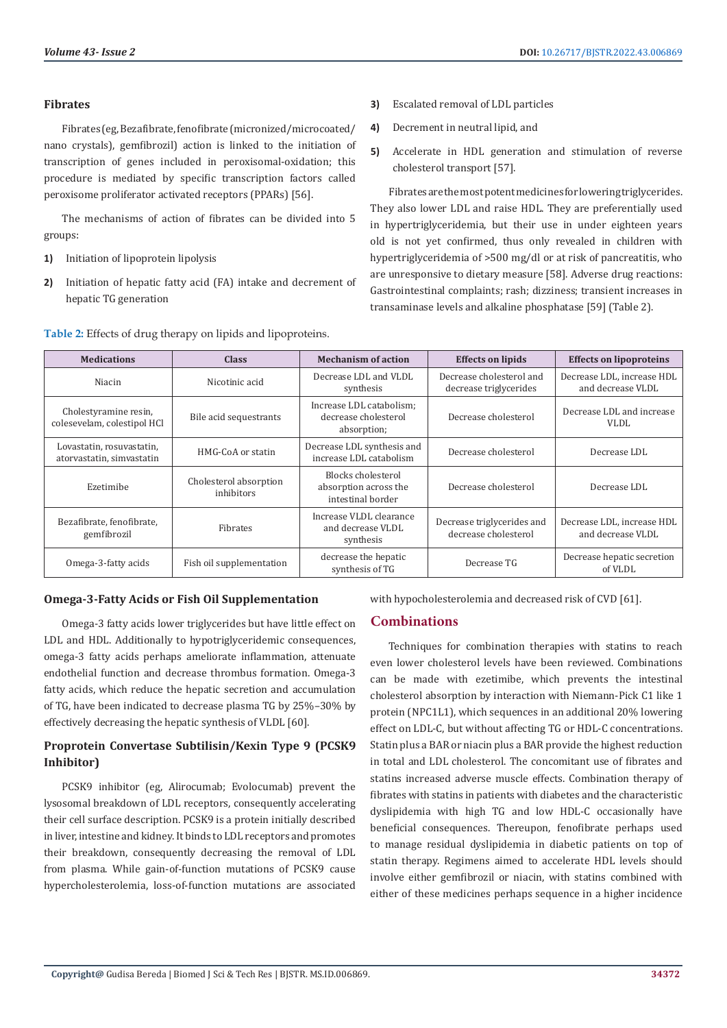### Fibrates

Fibrates (eg, Bezafibrate, fenofibrate (micronized/microcoated/nano crystals), gemfibrozil) action is linked to the initiation of transcription of genes included in peroxisomal-oxidation; this procedure is mediated by specific transcription factors called peroxisome proliferator activated receptors (PPARs) [56].

The mechanisms of action of fibrates can be divided into 5 groups:

1) Initiation of lipoprotein lipolysis
2) Initiation of hepatic fatty acid (FA) intake and decrement of hepatic TG generation
3) Escalated removal of LDL particles
4) Decrement in neutral lipid, and
5) Accelerate in HDL generation and stimulation of reverse cholesterol transport [57].

Fibrates are the most potent medicines for lowering triglycerides. They also lower LDL and raise HDL. They are preferentially used in hypertriglyceridemia, but their use in under eighteen years old is not yet confirmed, thus only revealed in children with hypertriglyceridemia of >500 mg/dl or at risk of pancreatitis, who are unresponsive to dietary measure [58]. Adverse drug reactions: Gastrointestinal complaints; rash; dizziness; transient increases in transaminase levels and alkaline phosphatase [59] (Table 2).

**Table 2:** Effects of drug therapy on lipids and lipoproteins.

| Medications | Class | Mechanism of action | Effects on lipids | Effects on lipoproteins |
|---|---|---|---|---|
| Niacin | Nicotinic acid | Decrease LDL and VLDL synthesis | Decrease cholesterol and decrease triglycerides | Decrease LDL, increase HDL and decrease VLDL |
| Cholestyramine resin, colesevelam, colestipol HCl | Bile acid sequestrants | Increase LDL catabolism; decrease cholesterol absorption; | Decrease cholesterol | Decrease LDL and increase VLDL |
| Lovastatin, rosuvastatin, atorvastatin, simvastatin | HMG-CoA or statin | Decrease LDL synthesis and increase LDL catabolism | Decrease cholesterol | Decrease LDL |
| Ezetimibe | Cholesterol absorption inhibitors | Blocks cholesterol absorption across the intestinal border | Decrease cholesterol | Decrease LDL |
| Bezafibrate, fenofibrate, gemfibrozil | Fibrates | Increase VLDL clearance and decrease VLDL synthesis | Decrease triglycerides and decrease cholesterol | Decrease LDL, increase HDL and decrease VLDL |
| Omega-3-fatty acids | Fish oil supplementation | decrease the hepatic synthesis of TG | Decrease TG | Decrease hepatic secretion of VLDL |

### Omega-3-Fatty Acids or Fish Oil Supplementation

Omega-3 fatty acids lower triglycerides but have little effect on LDL and HDL. Additionally to hypotriglyceridemic consequences, omega-3 fatty acids perhaps ameliorate inflammation, attenuate endothelial function and decrease thrombus formation. Omega-3 fatty acids, which reduce the hepatic secretion and accumulation of TG, have been indicated to decrease plasma TG by 25%–30% by effectively decreasing the hepatic synthesis of VLDL [60].

### Proprotein Convertase Subtilisin/Kexin Type 9 (PCSK9 Inhibitor)

PCSK9 inhibitor (eg, Alirocumab; Evolocumab) prevent the lysosomal breakdown of LDL receptors, consequently accelerating their cell surface description. PCSK9 is a protein initially described in liver, intestine and kidney. It binds to LDL receptors and promotes their breakdown, consequently decreasing the removal of LDL from plasma. While gain-of-function mutations of PCSK9 cause hypercholesterolemia, loss-of-function mutations are associated with hypocholesterolemia and decreased risk of CVD [61].

## Combinations

Techniques for combination therapies with statins to reach even lower cholesterol levels have been reviewed. Combinations can be made with ezetimibe, which prevents the intestinal cholesterol absorption by interaction with Niemann-Pick C1 like 1 protein (NPC1L1), which sequences in an additional 20% lowering effect on LDL-C, but without affecting TG or HDL-C concentrations. Statin plus a BAR or niacin plus a BAR provide the highest reduction in total and LDL cholesterol. The concomitant use of fibrates and statins increased adverse muscle effects. Combination therapy of fibrates with statins in patients with diabetes and the characteristic dyslipidemia with high TG and low HDL-C occasionally have beneficial consequences. Thereupon, fenofibrate perhaps used to manage residual dyslipidemia in diabetic patients on top of statin therapy. Regimens aimed to accelerate HDL levels should involve either gemfibrozil or niacin, with statins combined with either of these medicines perhaps sequence in a higher incidence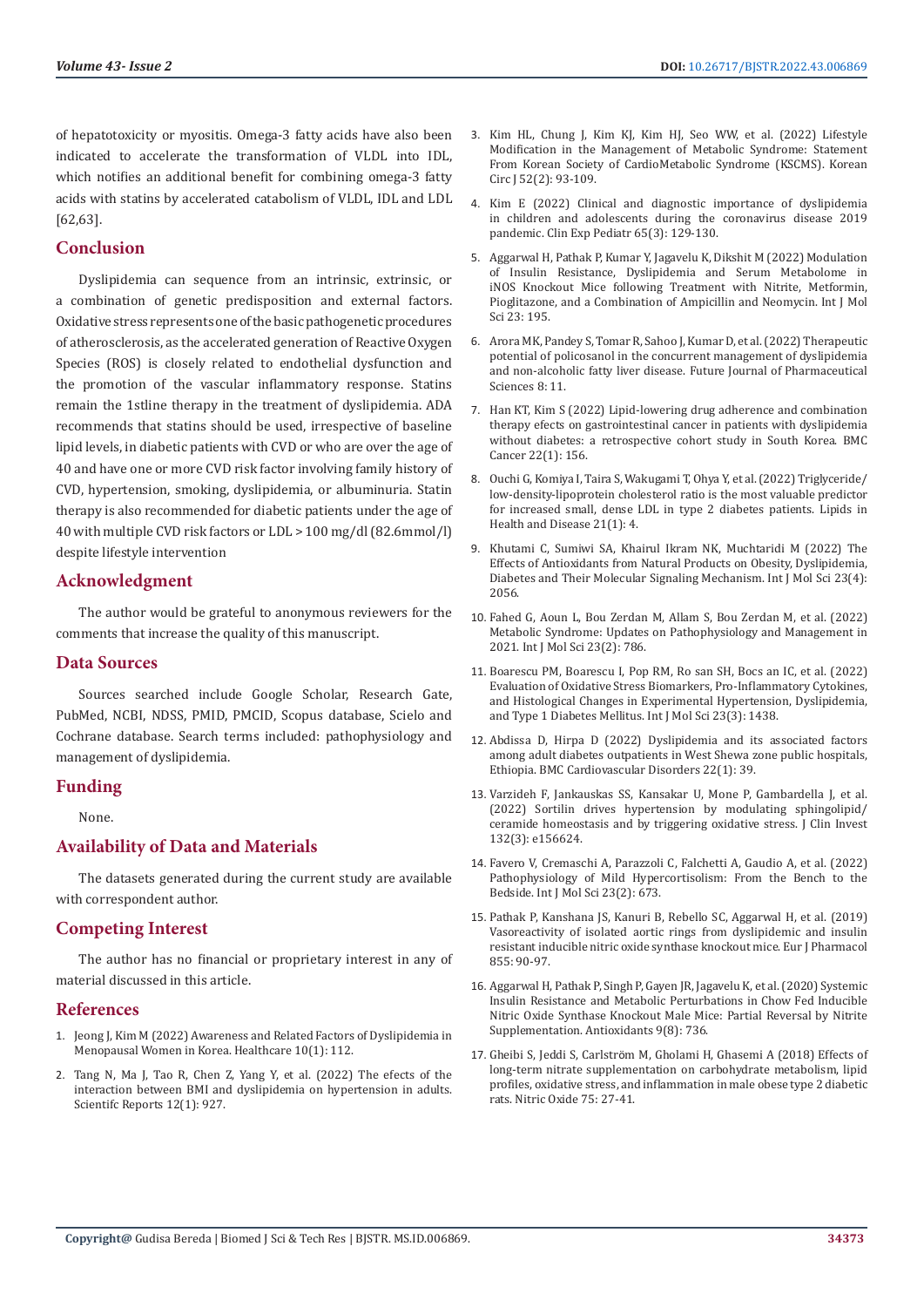of hepatotoxicity or myositis. Omega-3 fatty acids have also been indicated to accelerate the transformation of VLDL into IDL, which notifies an additional benefit for combining omega-3 fatty acids with statins by accelerated catabolism of VLDL, IDL and LDL [62,63].

## Conclusion

Dyslipidemia can sequence from an intrinsic, extrinsic, or a combination of genetic predisposition and external factors. Oxidative stress represents one of the basic pathogenetic procedures of atherosclerosis, as the accelerated generation of Reactive Oxygen Species (ROS) is closely related to endothelial dysfunction and the promotion of the vascular inflammatory response. Statins remain the 1stline therapy in the treatment of dyslipidemia. ADA recommends that statins should be used, irrespective of baseline lipid levels, in diabetic patients with CVD or who are over the age of 40 and have one or more CVD risk factor involving family history of CVD, hypertension, smoking, dyslipidemia, or albuminuria. Statin therapy is also recommended for diabetic patients under the age of 40 with multiple CVD risk factors or LDL > 100 mg/dl (82.6mmol/l) despite lifestyle intervention

## Acknowledgment

The author would be grateful to anonymous reviewers for the comments that increase the quality of this manuscript.

## Data Sources

Sources searched include Google Scholar, Research Gate, PubMed, NCBI, NDSS, PMID, PMCID, Scopus database, Scielo and Cochrane database. Search terms included: pathophysiology and management of dyslipidemia.

## Funding

None.

## Availability of Data and Materials

The datasets generated during the current study are available with correspondent author.

## Competing Interest

The author has no financial or proprietary interest in any of material discussed in this article.

## References

1. Jeong J, Kim M (2022) Awareness and Related Factors of Dyslipidemia in Menopausal Women in Korea. Healthcare 10(1): 112.
2. Tang N, Ma J, Tao R, Chen Z, Yang Y, et al. (2022) The efects of the interaction between BMI and dyslipidemia on hypertension in adults. Scientifc Reports 12(1): 927.
3. Kim HL, Chung J, Kim KJ, Kim HJ, Seo WW, et al. (2022) Lifestyle Modification in the Management of Metabolic Syndrome: Statement From Korean Society of CardioMetabolic Syndrome (KSCMS). Korean Circ J 52(2): 93-109.
4. Kim E (2022) Clinical and diagnostic importance of dyslipidemia in children and adolescents during the coronavirus disease 2019 pandemic. Clin Exp Pediatr 65(3): 129-130.
5. Aggarwal H, Pathak P, Kumar Y, Jagavelu K, Dikshit M (2022) Modulation of Insulin Resistance, Dyslipidemia and Serum Metabolome in iNOS Knockout Mice following Treatment with Nitrite, Metformin, Pioglitazone, and a Combination of Ampicillin and Neomycin. Int J Mol Sci 23: 195.
6. Arora MK, Pandey S, Tomar R, Sahoo J, Kumar D, et al. (2022) Therapeutic potential of policosanol in the concurrent management of dyslipidemia and non-alcoholic fatty liver disease. Future Journal of Pharmaceutical Sciences 8: 11.
7. Han KT, Kim S (2022) Lipid-lowering drug adherence and combination therapy efects on gastrointestinal cancer in patients with dyslipidemia without diabetes: a retrospective cohort study in South Korea. BMC Cancer 22(1): 156.
8. Ouchi G, Komiya I, Taira S, Wakugami T, Ohya Y, et al. (2022) Triglyceride/low-density-lipoprotein cholesterol ratio is the most valuable predictor for increased small, dense LDL in type 2 diabetes patients. Lipids in Health and Disease 21(1): 4.
9. Khutami C, Sumiwi SA, Khairul Ikram NK, Muchtaridi M (2022) The Effects of Antioxidants from Natural Products on Obesity, Dyslipidemia, Diabetes and Their Molecular Signaling Mechanism. Int J Mol Sci 23(4): 2056.
10. Fahed G, Aoun L, Bou Zerdan M, Allam S, Bou Zerdan M, et al. (2022) Metabolic Syndrome: Updates on Pathophysiology and Management in 2021. Int J Mol Sci 23(2): 786.
11. Boarescu PM, Boarescu I, Pop RM, Ro san SH, Bocs an IC, et al. (2022) Evaluation of Oxidative Stress Biomarkers, Pro-Inflammatory Cytokines, and Histological Changes in Experimental Hypertension, Dyslipidemia, and Type 1 Diabetes Mellitus. Int J Mol Sci 23(3): 1438.
12. Abdissa D, Hirpa D (2022) Dyslipidemia and its associated factors among adult diabetes outpatients in West Shewa zone public hospitals, Ethiopia. BMC Cardiovascular Disorders 22(1): 39.
13. Varzideh F, Jankauskas SS, Kansakar U, Mone P, Gambardella J, et al. (2022) Sortilin drives hypertension by modulating sphingolipid/ceramide homeostasis and by triggering oxidative stress. J Clin Invest 132(3): e156624.
14. Favero V, Cremaschi A, Parazzoli C, Falchetti A, Gaudio A, et al. (2022) Pathophysiology of Mild Hypercortisolism: From the Bench to the Bedside. Int J Mol Sci 23(2): 673.
15. Pathak P, Kanshana JS, Kanuri B, Rebello SC, Aggarwal H, et al. (2019) Vasoreactivity of isolated aortic rings from dyslipidemic and insulin resistant inducible nitric oxide synthase knockout mice. Eur J Pharmacol 855: 90-97.
16. Aggarwal H, Pathak P, Singh P, Gayen JR, Jagavelu K, et al. (2020) Systemic Insulin Resistance and Metabolic Perturbations in Chow Fed Inducible Nitric Oxide Synthase Knockout Male Mice: Partial Reversal by Nitrite Supplementation. Antioxidants 9(8): 736.
17. Gheibi S, Jeddi S, Carlström M, Gholami H, Ghasemi A (2018) Effects of long-term nitrate supplementation on carbohydrate metabolism, lipid profiles, oxidative stress, and inflammation in male obese type 2 diabetic rats. Nitric Oxide 75: 27-41.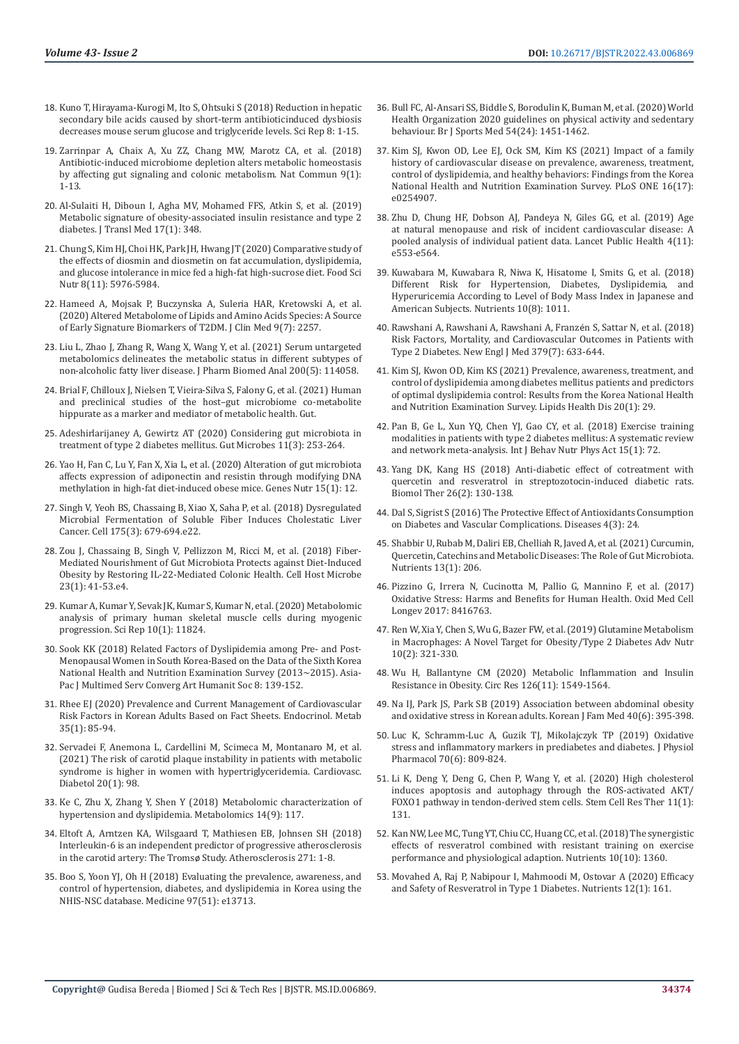18. Kuno T, Hirayama-Kurogi M, Ito S, Ohtsuki S (2018) Reduction in hepatic secondary bile acids caused by short-term antibioticinduced dysbiosis decreases mouse serum glucose and triglyceride levels. Sci Rep 8: 1-15.

19. Zarrinpar A, Chaix A, Xu ZZ, Chang MW, Marotz CA, et al. (2018) Antibiotic-induced microbiome depletion alters metabolic homeostasis by affecting gut signaling and colonic metabolism. Nat Commun 9(1): 1-13.

20. Al-Sulaiti H, Diboun I, Agha MV, Mohamed FFS, Atkin S, et al. (2019) Metabolic signature of obesity-associated insulin resistance and type 2 diabetes. J Transl Med 17(1): 348.

21. Chung S, Kim HJ, Choi HK, Park JH, Hwang JT (2020) Comparative study of the effects of diosmin and diosmetin on fat accumulation, dyslipidemia, and glucose intolerance in mice fed a high-fat high-sucrose diet. Food Sci Nutr 8(11): 5976-5984.

22. Hameed A, Mojsak P, Buczynska A, Suleria HAR, Kretowski A, et al. (2020) Altered Metabolome of Lipids and Amino Acids Species: A Source of Early Signature Biomarkers of T2DM. J Clin Med 9(7): 2257.

23. Liu L, Zhao J, Zhang R, Wang X, Wang Y, et al. (2021) Serum untargeted metabolomics delineates the metabolic status in different subtypes of non-alcoholic fatty liver disease. J Pharm Biomed Anal 200(5): 114058.

24. Brial F, Chilloux J, Nielsen T, Vieira-Silva S, Falony G, et al. (2021) Human and preclinical studies of the host–gut microbiome co-metabolite hippurate as a marker and mediator of metabolic health. Gut.

25. Adeshirlarijaney A, Gewirtz AT (2020) Considering gut microbiota in treatment of type 2 diabetes mellitus. Gut Microbes 11(3): 253-264.

26. Yao H, Fan C, Lu Y, Fan X, Xia L, et al. (2020) Alteration of gut microbiota affects expression of adiponectin and resistin through modifying DNA methylation in high-fat diet-induced obese mice. Genes Nutr 15(1): 12.

27. Singh V, Yeoh BS, Chassaing B, Xiao X, Saha P, et al. (2018) Dysregulated Microbial Fermentation of Soluble Fiber Induces Cholestatic Liver Cancer. Cell 175(3): 679-694.e22.

28. Zou J, Chassaing B, Singh V, Pellizzon M, Ricci M, et al. (2018) Fiber-Mediated Nourishment of Gut Microbiota Protects against Diet-Induced Obesity by Restoring IL-22-Mediated Colonic Health. Cell Host Microbe 23(1): 41-53.e4.

29. Kumar A, Kumar Y, Sevak JK, Kumar S, Kumar N, et al. (2020) Metabolomic analysis of primary human skeletal muscle cells during myogenic progression. Sci Rep 10(1): 11824.

30. Sook KK (2018) Related Factors of Dyslipidemia among Pre- and Post-Menopausal Women in South Korea-Based on the Data of the Sixth Korea National Health and Nutrition Examination Survey (2013~2015). Asia-Pac J Multimed Serv Converg Art Humanit Soc 8: 139-152.

31. Rhee EJ (2020) Prevalence and Current Management of Cardiovascular Risk Factors in Korean Adults Based on Fact Sheets. Endocrinol. Metab 35(1): 85-94.

32. Servadei F, Anemona L, Cardellini M, Scimeca M, Montanaro M, et al. (2021) The risk of carotid plaque instability in patients with metabolic syndrome is higher in women with hypertriglyceridemia. Cardiovasc. Diabetol 20(1): 98.

33. Ke C, Zhu X, Zhang Y, Shen Y (2018) Metabolomic characterization of hypertension and dyslipidemia. Metabolomics 14(9): 117.

34. Eltoft A, Arntzen KA, Wilsgaard T, Mathiesen EB, Johnsen SH (2018) Interleukin-6 is an independent predictor of progressive atherosclerosis in the carotid artery: The Tromsø Study. Atherosclerosis 271: 1-8.

35. Boo S, Yoon YJ, Oh H (2018) Evaluating the prevalence, awareness, and control of hypertension, diabetes, and dyslipidemia in Korea using the NHIS-NSC database. Medicine 97(51): e13713.

36. Bull FC, Al-Ansari SS, Biddle S, Borodulin K, Buman M, et al. (2020) World Health Organization 2020 guidelines on physical activity and sedentary behaviour. Br J Sports Med 54(24): 1451-1462.

37. Kim SJ, Kwon OD, Lee EJ, Ock SM, Kim KS (2021) Impact of a family history of cardiovascular disease on prevalence, awareness, treatment, control of dyslipidemia, and healthy behaviors: Findings from the Korea National Health and Nutrition Examination Survey. PLoS ONE 16(17): e0254907.

38. Zhu D, Chung HF, Dobson AJ, Pandeya N, Giles GG, et al. (2019) Age at natural menopause and risk of incident cardiovascular disease: A pooled analysis of individual patient data. Lancet Public Health 4(11): e553-e564.

39. Kuwabara M, Kuwabara R, Niwa K, Hisatome I, Smits G, et al. (2018) Different Risk for Hypertension, Diabetes, Dyslipidemia, and Hyperuricemia According to Level of Body Mass Index in Japanese and American Subjects. Nutrients 10(8): 1011.

40. Rawshani A, Rawshani A, Rawshani A, Franzén S, Sattar N, et al. (2018) Risk Factors, Mortality, and Cardiovascular Outcomes in Patients with Type 2 Diabetes. New Engl J Med 379(7): 633-644.

41. Kim SJ, Kwon OD, Kim KS (2021) Prevalence, awareness, treatment, and control of dyslipidemia among diabetes mellitus patients and predictors of optimal dyslipidemia control: Results from the Korea National Health and Nutrition Examination Survey. Lipids Health Dis 20(1): 29.

42. Pan B, Ge L, Xun YQ, Chen YJ, Gao CY, et al. (2018) Exercise training modalities in patients with type 2 diabetes mellitus: A systematic review and network meta-analysis. Int J Behav Nutr Phys Act 15(1): 72.

43. Yang DK, Kang HS (2018) Anti-diabetic effect of cotreatment with quercetin and resveratrol in streptozotocin-induced diabetic rats. Biomol Ther 26(2): 130-138.

44. Dal S, Sigrist S (2016) The Protective Effect of Antioxidants Consumption on Diabetes and Vascular Complications. Diseases 4(3): 24.

45. Shabbir U, Rubab M, Daliri EB, Chelliah R, Javed A, et al. (2021) Curcumin, Quercetin, Catechins and Metabolic Diseases: The Role of Gut Microbiota. Nutrients 13(1): 206.

46. Pizzino G, Irrera N, Cucinotta M, Pallio G, Mannino F, et al. (2017) Oxidative Stress: Harms and Benefits for Human Health. Oxid Med Cell Longev 2017: 8416763.

47. Ren W, Xia Y, Chen S, Wu G, Bazer FW, et al. (2019) Glutamine Metabolism in Macrophages: A Novel Target for Obesity/Type 2 Diabetes Adv Nutr 10(2): 321-330.

48. Wu H, Ballantyne CM (2020) Metabolic Inflammation and Insulin Resistance in Obesity. Circ Res 126(11): 1549-1564.

49. Na IJ, Park JS, Park SB (2019) Association between abdominal obesity and oxidative stress in Korean adults. Korean J Fam Med 40(6): 395-398.

50. Luc K, Schramm-Luc A, Guzik TJ, Mikolajczyk TP (2019) Oxidative stress and inflammatory markers in prediabetes and diabetes. J Physiol Pharmacol 70(6): 809-824.

51. Li K, Deng Y, Deng G, Chen P, Wang Y, et al. (2020) High cholesterol induces apoptosis and autophagy through the ROS-activated AKT/FOXO1 pathway in tendon-derived stem cells. Stem Cell Res Ther 11(1): 131.

52. Kan NW, Lee MC, Tung YT, Chiu CC, Huang CC, et al. (2018) The synergistic effects of resveratrol combined with resistant training on exercise performance and physiological adaption. Nutrients 10(10): 1360.

53. Movahed A, Raj P, Nabipour I, Mahmoodi M, Ostovar A (2020) Efficacy and Safety of Resveratrol in Type 1 Diabetes. Nutrients 12(1): 161.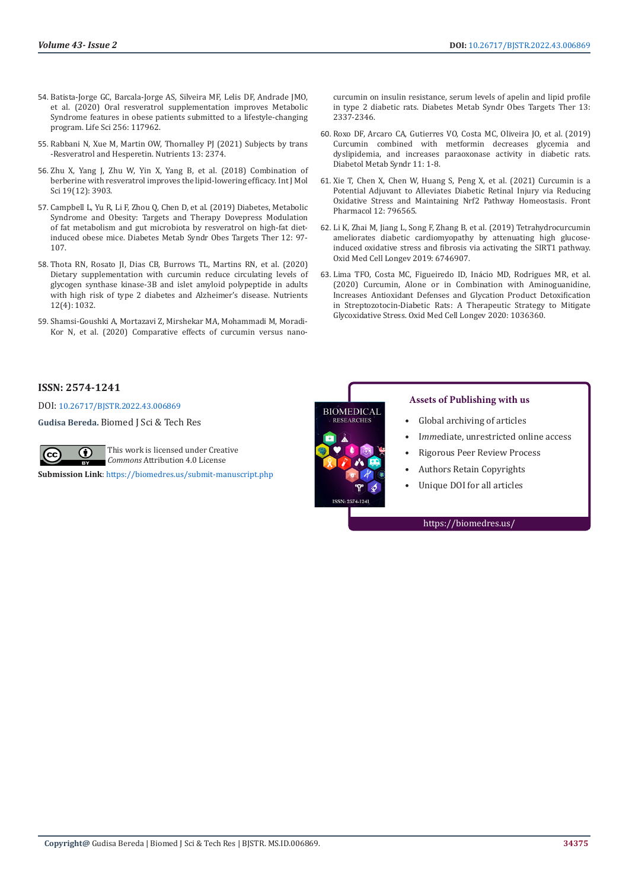54. Batista-Jorge GC, Barcala-Jorge AS, Silveira MF, Lelis DF, Andrade JMO, et al. (2020) Oral resveratrol supplementation improves Metabolic Syndrome features in obese patients submitted to a lifestyle-changing program. Life Sci 256: 117962.

55. Rabbani N, Xue M, Martin OW, Thornalley PJ (2021) Subjects by trans -Resveratrol and Hesperetin. Nutrients 13: 2374.

56. Zhu X, Yang J, Zhu W, Yin X, Yang B, et al. (2018) Combination of berberine with resveratrol improves the lipid-lowering efficacy. Int J Mol Sci 19(12): 3903.

57. Campbell L, Yu R, Li F, Zhou Q, Chen D, et al. (2019) Diabetes, Metabolic Syndrome and Obesity: Targets and Therapy Dovepress Modulation of fat metabolism and gut microbiota by resveratrol on high-fat diet-induced obese mice. Diabetes Metab Syndr Obes Targets Ther 12: 97-107.

58. Thota RN, Rosato JI, Dias CB, Burrows TL, Martins RN, et al. (2020) Dietary supplementation with curcumin reduce circulating levels of glycogen synthase kinase-3B and islet amyloid polypeptide in adults with high risk of type 2 diabetes and Alzheimer's disease. Nutrients 12(4): 1032.

59. Shamsi-Goushki A, Mortazavi Z, Mirshekar MA, Mohammadi M, Moradi-Kor N, et al. (2020) Comparative effects of curcumin versus nano-curcumin on insulin resistance, serum levels of apelin and lipid profile in type 2 diabetic rats. Diabetes Metab Syndr Obes Targets Ther 13: 2337-2346.

60. Roxo DF, Arcaro CA, Gutierres VO, Costa MC, Oliveira JO, et al. (2019) Curcumin combined with metformin decreases glycemia and dyslipidemia, and increases paraoxonase activity in diabetic rats. Diabetol Metab Syndr 11: 1-8.

61. Xie T, Chen X, Chen W, Huang S, Peng X, et al. (2021) Curcumin is a Potential Adjuvant to Alleviates Diabetic Retinal Injury via Reducing Oxidative Stress and Maintaining Nrf2 Pathway Homeostasis. Front Pharmacol 12: 796565.

62. Li K, Zhai M, Jiang L, Song F, Zhang B, et al. (2019) Tetrahydrocurcumin ameliorates diabetic cardiomyopathy by attenuating high glucose-induced oxidative stress and fibrosis via activating the SIRT1 pathway. Oxid Med Cell Longev 2019: 6746907.

63. Lima TFO, Costa MC, Figueiredo ID, Inácio MD, Rodrigues MR, et al. (2020) Curcumin, Alone or in Combination with Aminoguanidine, Increases Antioxidant Defenses and Glycation Product Detoxification in Streptozotocin-Diabetic Rats: A Therapeutic Strategy to Mitigate Glycoxidative Stress. Oxid Med Cell Longev 2020: 1036360.

**ISSN: 2574-1241**

DOI: 10.26717/BJSTR.2022.43.006869

**Gudisa Bereda.** Biomed J Sci & Tech Res

This work is licensed under Creative *Commons* Attribution 4.0 License

**Submission Link**: https://biomedres.us/submit-manuscript.php

**Assets of Publishing with us**

- Global archiving of articles
- *Imm*ediate, unrestricted online access
- Rigorous Peer Review Process
- Authors Retain Copyrights
- Unique DOI for all articles

https://biomedres.us/